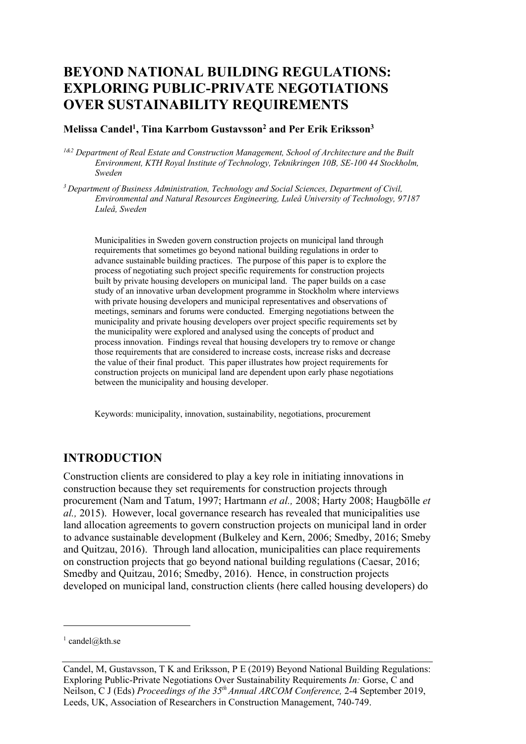# BEYOND NATIONAL BUILDING REGULATIONS: EXPLORING PUBLIC-PRIVATE NEGOTIATIONS OVER SUSTAINABILITY REQUIREMENTS

**Melissa Candel[1], Tina Karrbom Gustavsson[2] and Per Erik Eriksson[3]**

*[1&2] Department of Real Estate and Construction Management, School of Architecture and the Built Environment, KTH Royal Institute of Technology, Teknikringen 10B, SE-100 44 Stockholm, Sweden*

*[3] Department of Business Administration, Technology and Social Sciences, Department of Civil, Environmental and Natural Resources Engineering, Luleå University of Technology, 97187 Luleå, Sweden*

Municipalities in Sweden govern construction projects on municipal land through requirements that sometimes go beyond national building regulations in order to advance sustainable building practices. The purpose of this paper is to explore the process of negotiating such project specific requirements for construction projects built by private housing developers on municipal land. The paper builds on a case study of an innovative urban development programme in Stockholm where interviews with private housing developers and municipal representatives and observations of meetings, seminars and forums were conducted. Emerging negotiations between the municipality and private housing developers over project specific requirements set by the municipality were explored and analysed using the concepts of product and process innovation. Findings reveal that housing developers try to remove or change those requirements that are considered to increase costs, increase risks and decrease the value of their final product. This paper illustrates how project requirements for construction projects on municipal land are dependent upon early phase negotiations between the municipality and housing developer.

Keywords: municipality, innovation, sustainability, negotiations, procurement

## INTRODUCTION

Construction clients are considered to play a key role in initiating innovations in construction because they set requirements for construction projects through procurement (Nam and Tatum, 1997; Hartmann *et al.,* 2008; Harty 2008; Haugbölle *et al.,* 2015). However, local governance research has revealed that municipalities use land allocation agreements to govern construction projects on municipal land in order to advance sustainable development (Bulkeley and Kern, 2006; Smedby, 2016; Smeby and Quitzau, 2016). Through land allocation, municipalities can place requirements on construction projects that go beyond national building regulations (Caesar, 2016; Smedby and Quitzau, 2016; Smedby, 2016). Hence, in construction projects developed on municipal land, construction clients (here called housing developers) do

[1] candel@kth.se

Candel, M, Gustavsson, T K and Eriksson, P E (2019) Beyond National Building Regulations: Exploring Public-Private Negotiations Over Sustainability Requirements *In:* Gorse, C and Neilson, C J (Eds) *Proceedings of the 35th Annual ARCOM Conference,* 2-4 September 2019, Leeds, UK, Association of Researchers in Construction Management, 740-749.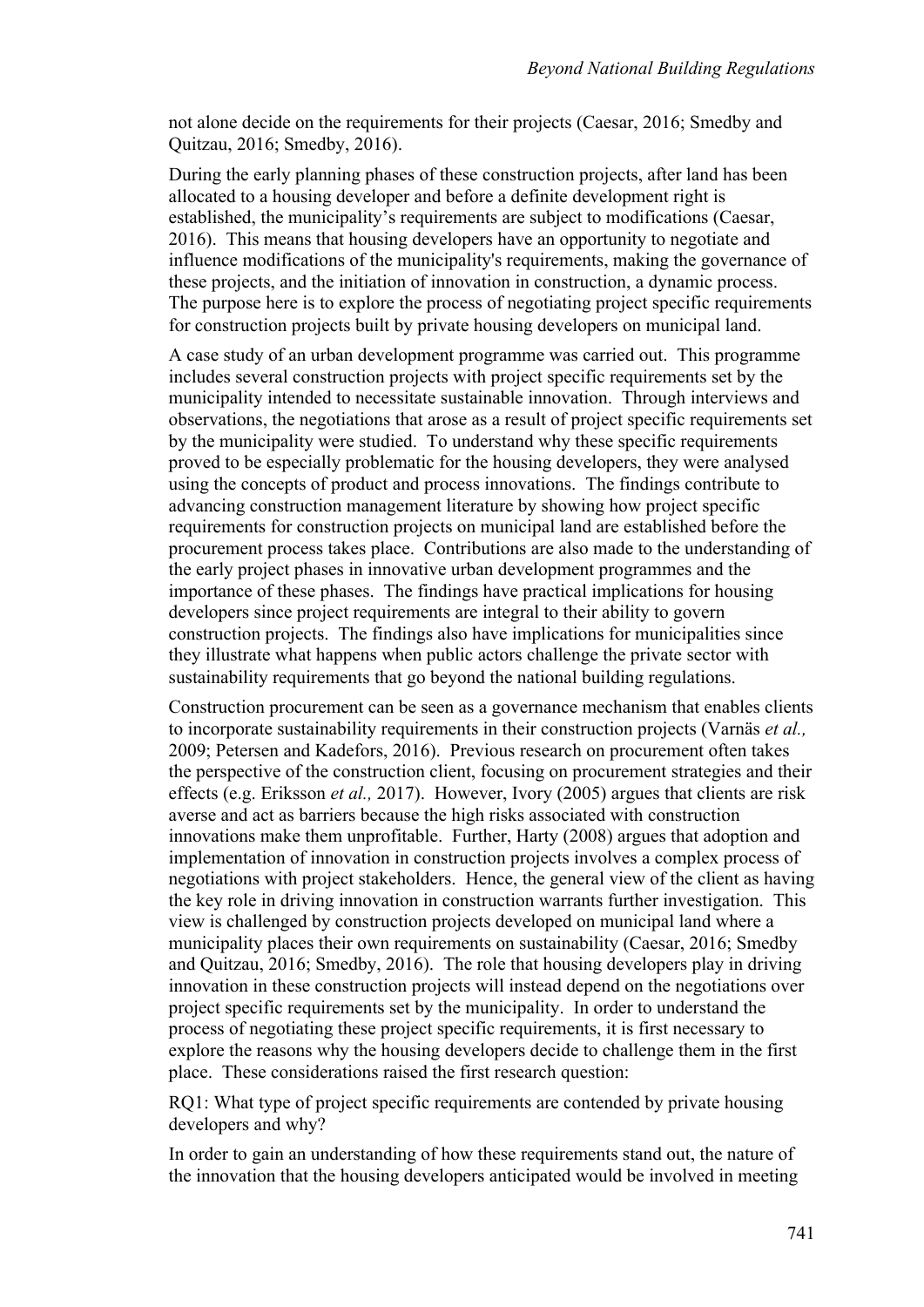not alone decide on the requirements for their projects (Caesar, 2016; Smedby and Quitzau, 2016; Smedby, 2016).

During the early planning phases of these construction projects, after land has been allocated to a housing developer and before a definite development right is established, the municipality's requirements are subject to modifications (Caesar, 2016). This means that housing developers have an opportunity to negotiate and influence modifications of the municipality's requirements, making the governance of these projects, and the initiation of innovation in construction, a dynamic process. The purpose here is to explore the process of negotiating project specific requirements for construction projects built by private housing developers on municipal land.

A case study of an urban development programme was carried out. This programme includes several construction projects with project specific requirements set by the municipality intended to necessitate sustainable innovation. Through interviews and observations, the negotiations that arose as a result of project specific requirements set by the municipality were studied. To understand why these specific requirements proved to be especially problematic for the housing developers, they were analysed using the concepts of product and process innovations. The findings contribute to advancing construction management literature by showing how project specific requirements for construction projects on municipal land are established before the procurement process takes place. Contributions are also made to the understanding of the early project phases in innovative urban development programmes and the importance of these phases. The findings have practical implications for housing developers since project requirements are integral to their ability to govern construction projects. The findings also have implications for municipalities since they illustrate what happens when public actors challenge the private sector with sustainability requirements that go beyond the national building regulations.

Construction procurement can be seen as a governance mechanism that enables clients to incorporate sustainability requirements in their construction projects (Varnäs *et al.,* 2009; Petersen and Kadefors, 2016). Previous research on procurement often takes the perspective of the construction client, focusing on procurement strategies and their effects (e.g. Eriksson *et al.,* 2017). However, Ivory (2005) argues that clients are risk averse and act as barriers because the high risks associated with construction innovations make them unprofitable. Further, Harty (2008) argues that adoption and implementation of innovation in construction projects involves a complex process of negotiations with project stakeholders. Hence, the general view of the client as having the key role in driving innovation in construction warrants further investigation. This view is challenged by construction projects developed on municipal land where a municipality places their own requirements on sustainability (Caesar, 2016; Smedby and Quitzau, 2016; Smedby, 2016). The role that housing developers play in driving innovation in these construction projects will instead depend on the negotiations over project specific requirements set by the municipality. In order to understand the process of negotiating these project specific requirements, it is first necessary to explore the reasons why the housing developers decide to challenge them in the first place. These considerations raised the first research question:

RQ1: What type of project specific requirements are contended by private housing developers and why?

In order to gain an understanding of how these requirements stand out, the nature of the innovation that the housing developers anticipated would be involved in meeting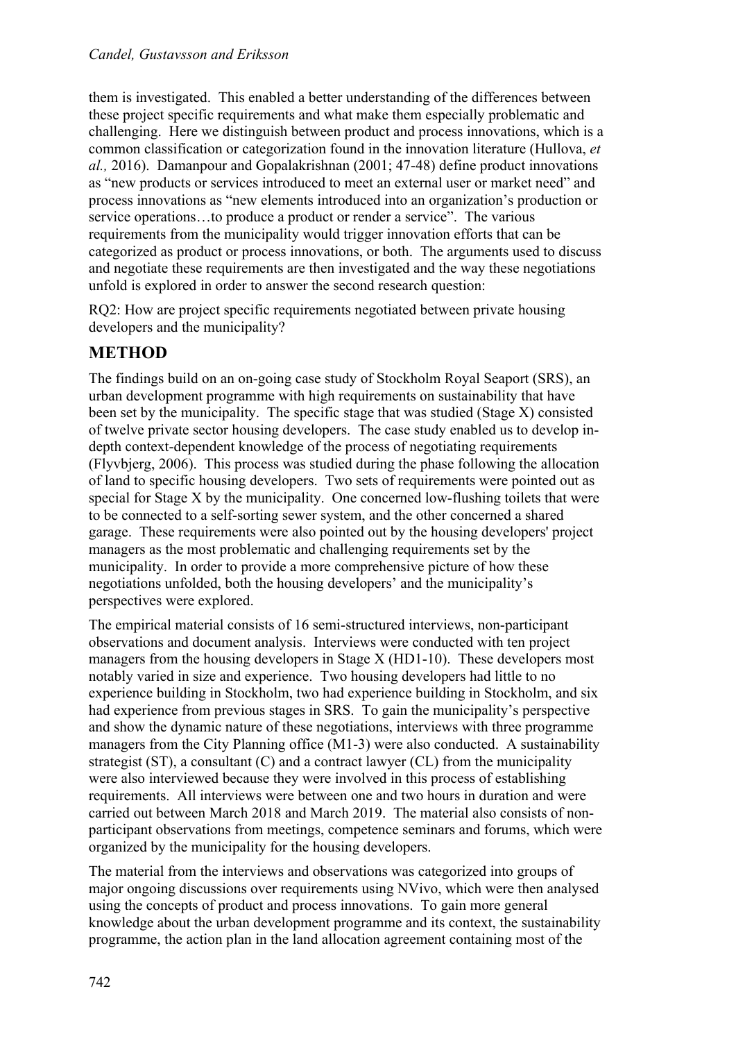them is investigated. This enabled a better understanding of the differences between these project specific requirements and what make them especially problematic and challenging. Here we distinguish between product and process innovations, which is a common classification or categorization found in the innovation literature (Hullova, *et al.,* 2016). Damanpour and Gopalakrishnan (2001; 47-48) define product innovations as "new products or services introduced to meet an external user or market need" and process innovations as "new elements introduced into an organization's production or service operations…to produce a product or render a service". The various requirements from the municipality would trigger innovation efforts that can be categorized as product or process innovations, or both. The arguments used to discuss and negotiate these requirements are then investigated and the way these negotiations unfold is explored in order to answer the second research question:

RQ2: How are project specific requirements negotiated between private housing developers and the municipality?

## METHOD

The findings build on an on-going case study of Stockholm Royal Seaport (SRS), an urban development programme with high requirements on sustainability that have been set by the municipality. The specific stage that was studied (Stage X) consisted of twelve private sector housing developers. The case study enabled us to develop in-depth context-dependent knowledge of the process of negotiating requirements (Flyvbjerg, 2006). This process was studied during the phase following the allocation of land to specific housing developers. Two sets of requirements were pointed out as special for Stage X by the municipality. One concerned low-flushing toilets that were to be connected to a self-sorting sewer system, and the other concerned a shared garage. These requirements were also pointed out by the housing developers' project managers as the most problematic and challenging requirements set by the municipality. In order to provide a more comprehensive picture of how these negotiations unfolded, both the housing developers' and the municipality's perspectives were explored.

The empirical material consists of 16 semi-structured interviews, non-participant observations and document analysis. Interviews were conducted with ten project managers from the housing developers in Stage X (HD1-10). These developers most notably varied in size and experience. Two housing developers had little to no experience building in Stockholm, two had experience building in Stockholm, and six had experience from previous stages in SRS. To gain the municipality's perspective and show the dynamic nature of these negotiations, interviews with three programme managers from the City Planning office (M1-3) were also conducted. A sustainability strategist (ST), a consultant (C) and a contract lawyer (CL) from the municipality were also interviewed because they were involved in this process of establishing requirements. All interviews were between one and two hours in duration and were carried out between March 2018 and March 2019. The material also consists of non-participant observations from meetings, competence seminars and forums, which were organized by the municipality for the housing developers.

The material from the interviews and observations was categorized into groups of major ongoing discussions over requirements using NVivo, which were then analysed using the concepts of product and process innovations. To gain more general knowledge about the urban development programme and its context, the sustainability programme, the action plan in the land allocation agreement containing most of the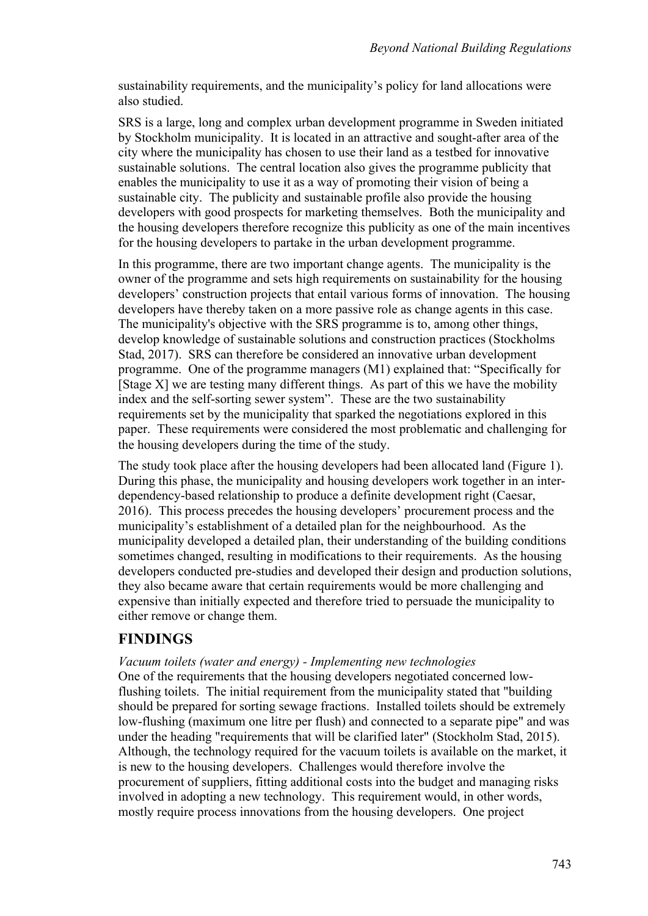sustainability requirements, and the municipality's policy for land allocations were also studied.

SRS is a large, long and complex urban development programme in Sweden initiated by Stockholm municipality. It is located in an attractive and sought-after area of the city where the municipality has chosen to use their land as a testbed for innovative sustainable solutions. The central location also gives the programme publicity that enables the municipality to use it as a way of promoting their vision of being a sustainable city. The publicity and sustainable profile also provide the housing developers with good prospects for marketing themselves. Both the municipality and the housing developers therefore recognize this publicity as one of the main incentives for the housing developers to partake in the urban development programme.

In this programme, there are two important change agents. The municipality is the owner of the programme and sets high requirements on sustainability for the housing developers' construction projects that entail various forms of innovation. The housing developers have thereby taken on a more passive role as change agents in this case. The municipality's objective with the SRS programme is to, among other things, develop knowledge of sustainable solutions and construction practices (Stockholms Stad, 2017). SRS can therefore be considered an innovative urban development programme. One of the programme managers (M1) explained that: "Specifically for [Stage X] we are testing many different things. As part of this we have the mobility index and the self-sorting sewer system". These are the two sustainability requirements set by the municipality that sparked the negotiations explored in this paper. These requirements were considered the most problematic and challenging for the housing developers during the time of the study.

The study took place after the housing developers had been allocated land (Figure 1). During this phase, the municipality and housing developers work together in an inter-dependency-based relationship to produce a definite development right (Caesar, 2016). This process precedes the housing developers' procurement process and the municipality's establishment of a detailed plan for the neighbourhood. As the municipality developed a detailed plan, their understanding of the building conditions sometimes changed, resulting in modifications to their requirements. As the housing developers conducted pre-studies and developed their design and production solutions, they also became aware that certain requirements would be more challenging and expensive than initially expected and therefore tried to persuade the municipality to either remove or change them.

## FINDINGS

*Vacuum toilets (water and energy) - Implementing new technologies*

One of the requirements that the housing developers negotiated concerned low-flushing toilets. The initial requirement from the municipality stated that "building should be prepared for sorting sewage fractions. Installed toilets should be extremely low-flushing (maximum one litre per flush) and connected to a separate pipe" and was under the heading "requirements that will be clarified later" (Stockholm Stad, 2015). Although, the technology required for the vacuum toilets is available on the market, it is new to the housing developers. Challenges would therefore involve the procurement of suppliers, fitting additional costs into the budget and managing risks involved in adopting a new technology. This requirement would, in other words, mostly require process innovations from the housing developers. One project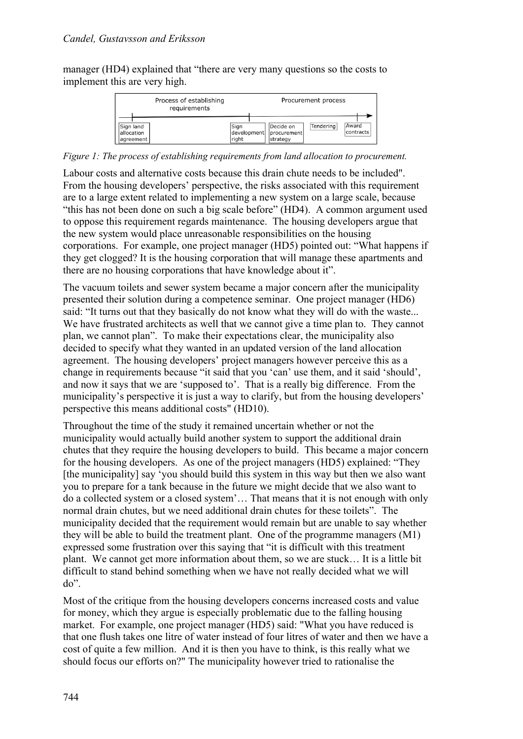manager (HD4) explained that "there are very many questions so the costs to implement this are very high.

*Figure 1: The process of establishing requirements from land allocation to procurement.*

Labour costs and alternative costs because this drain chute needs to be included". From the housing developers' perspective, the risks associated with this requirement are to a large extent related to implementing a new system on a large scale, because "this has not been done on such a big scale before" (HD4). A common argument used to oppose this requirement regards maintenance. The housing developers argue that the new system would place unreasonable responsibilities on the housing corporations. For example, one project manager (HD5) pointed out: "What happens if they get clogged? It is the housing corporation that will manage these apartments and there are no housing corporations that have knowledge about it".

The vacuum toilets and sewer system became a major concern after the municipality presented their solution during a competence seminar. One project manager (HD6) said: "It turns out that they basically do not know what they will do with the waste... We have frustrated architects as well that we cannot give a time plan to. They cannot plan, we cannot plan". To make their expectations clear, the municipality also decided to specify what they wanted in an updated version of the land allocation agreement. The housing developers' project managers however perceive this as a change in requirements because "it said that you 'can' use them, and it said 'should', and now it says that we are 'supposed to'. That is a really big difference. From the municipality's perspective it is just a way to clarify, but from the housing developers' perspective this means additional costs" (HD10).

Throughout the time of the study it remained uncertain whether or not the municipality would actually build another system to support the additional drain chutes that they require the housing developers to build. This became a major concern for the housing developers. As one of the project managers (HD5) explained: "They [the municipality] say 'you should build this system in this way but then we also want you to prepare for a tank because in the future we might decide that we also want to do a collected system or a closed system'… That means that it is not enough with only normal drain chutes, but we need additional drain chutes for these toilets". The municipality decided that the requirement would remain but are unable to say whether they will be able to build the treatment plant. One of the programme managers (M1) expressed some frustration over this saying that "it is difficult with this treatment plant. We cannot get more information about them, so we are stuck… It is a little bit difficult to stand behind something when we have not really decided what we will do".

Most of the critique from the housing developers concerns increased costs and value for money, which they argue is especially problematic due to the falling housing market. For example, one project manager (HD5) said: "What you have reduced is that one flush takes one litre of water instead of four litres of water and then we have a cost of quite a few million. And it is then you have to think, is this really what we should focus our efforts on?" The municipality however tried to rationalise the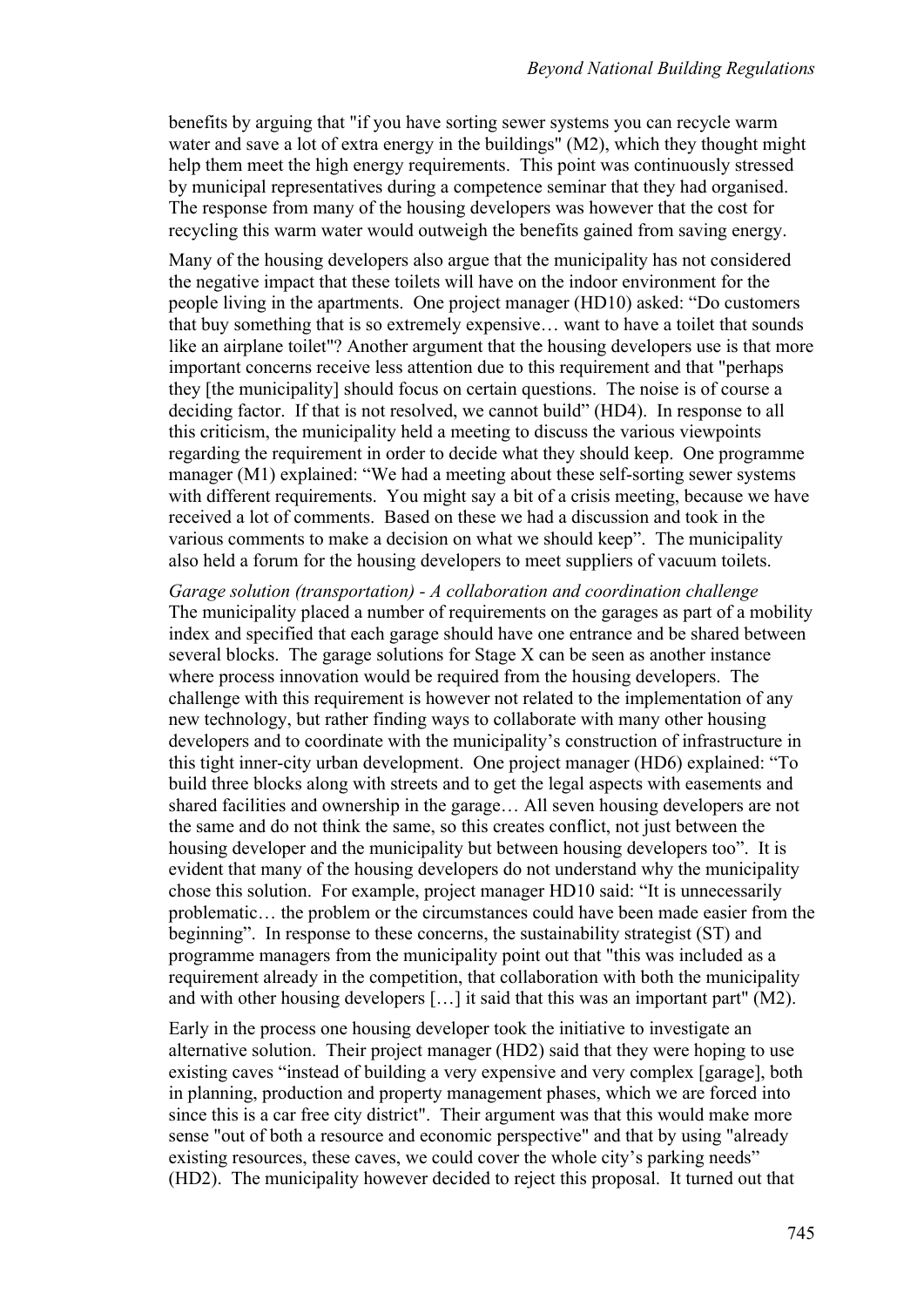benefits by arguing that "if you have sorting sewer systems you can recycle warm water and save a lot of extra energy in the buildings" (M2), which they thought might help them meet the high energy requirements. This point was continuously stressed by municipal representatives during a competence seminar that they had organised. The response from many of the housing developers was however that the cost for recycling this warm water would outweigh the benefits gained from saving energy.

Many of the housing developers also argue that the municipality has not considered the negative impact that these toilets will have on the indoor environment for the people living in the apartments. One project manager (HD10) asked: "Do customers that buy something that is so extremely expensive… want to have a toilet that sounds like an airplane toilet"? Another argument that the housing developers use is that more important concerns receive less attention due to this requirement and that "perhaps they [the municipality] should focus on certain questions. The noise is of course a deciding factor. If that is not resolved, we cannot build" (HD4). In response to all this criticism, the municipality held a meeting to discuss the various viewpoints regarding the requirement in order to decide what they should keep. One programme manager (M1) explained: "We had a meeting about these self-sorting sewer systems with different requirements. You might say a bit of a crisis meeting, because we have received a lot of comments. Based on these we had a discussion and took in the various comments to make a decision on what we should keep". The municipality also held a forum for the housing developers to meet suppliers of vacuum toilets.

*Garage solution (transportation) - A collaboration and coordination challenge*

The municipality placed a number of requirements on the garages as part of a mobility index and specified that each garage should have one entrance and be shared between several blocks. The garage solutions for Stage X can be seen as another instance where process innovation would be required from the housing developers. The challenge with this requirement is however not related to the implementation of any new technology, but rather finding ways to collaborate with many other housing developers and to coordinate with the municipality's construction of infrastructure in this tight inner-city urban development. One project manager (HD6) explained: "To build three blocks along with streets and to get the legal aspects with easements and shared facilities and ownership in the garage… All seven housing developers are not the same and do not think the same, so this creates conflict, not just between the housing developer and the municipality but between housing developers too". It is evident that many of the housing developers do not understand why the municipality chose this solution. For example, project manager HD10 said: "It is unnecessarily problematic… the problem or the circumstances could have been made easier from the beginning". In response to these concerns, the sustainability strategist (ST) and programme managers from the municipality point out that "this was included as a requirement already in the competition, that collaboration with both the municipality and with other housing developers […] it said that this was an important part" (M2).

Early in the process one housing developer took the initiative to investigate an alternative solution. Their project manager (HD2) said that they were hoping to use existing caves "instead of building a very expensive and very complex [garage], both in planning, production and property management phases, which we are forced into since this is a car free city district". Their argument was that this would make more sense "out of both a resource and economic perspective" and that by using "already existing resources, these caves, we could cover the whole city's parking needs" (HD2). The municipality however decided to reject this proposal. It turned out that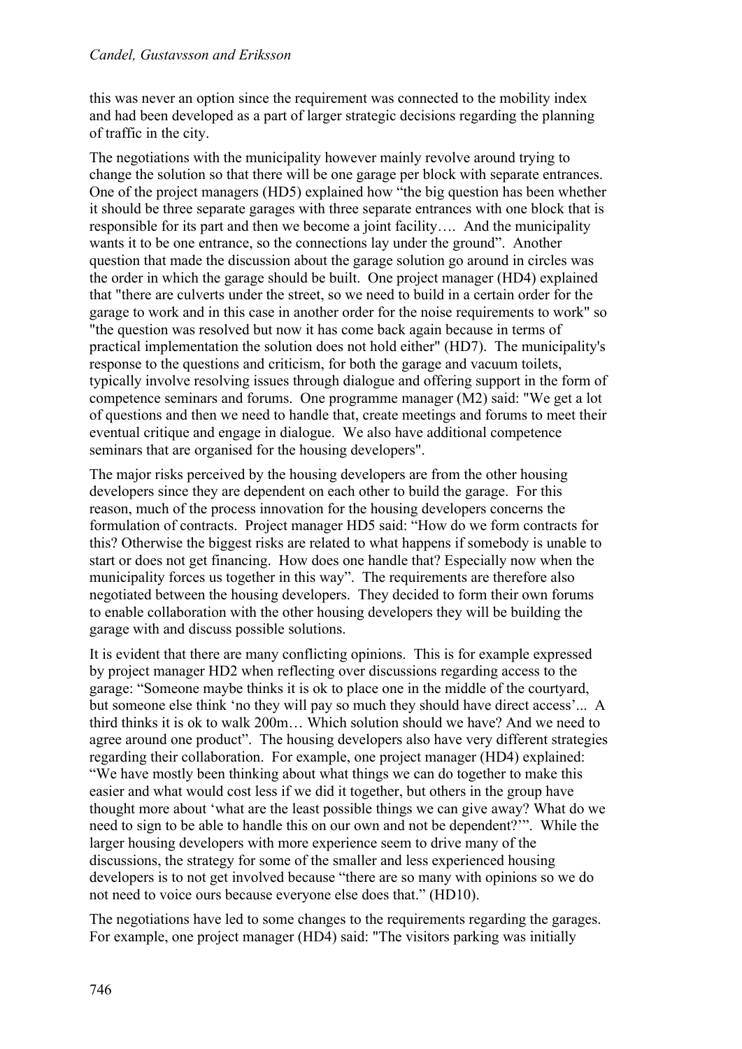this was never an option since the requirement was connected to the mobility index and had been developed as a part of larger strategic decisions regarding the planning of traffic in the city.

The negotiations with the municipality however mainly revolve around trying to change the solution so that there will be one garage per block with separate entrances. One of the project managers (HD5) explained how "the big question has been whether it should be three separate garages with three separate entrances with one block that is responsible for its part and then we become a joint facility…. And the municipality wants it to be one entrance, so the connections lay under the ground". Another question that made the discussion about the garage solution go around in circles was the order in which the garage should be built. One project manager (HD4) explained that "there are culverts under the street, so we need to build in a certain order for the garage to work and in this case in another order for the noise requirements to work" so "the question was resolved but now it has come back again because in terms of practical implementation the solution does not hold either" (HD7). The municipality's response to the questions and criticism, for both the garage and vacuum toilets, typically involve resolving issues through dialogue and offering support in the form of competence seminars and forums. One programme manager (M2) said: "We get a lot of questions and then we need to handle that, create meetings and forums to meet their eventual critique and engage in dialogue. We also have additional competence seminars that are organised for the housing developers".

The major risks perceived by the housing developers are from the other housing developers since they are dependent on each other to build the garage. For this reason, much of the process innovation for the housing developers concerns the formulation of contracts. Project manager HD5 said: "How do we form contracts for this? Otherwise the biggest risks are related to what happens if somebody is unable to start or does not get financing. How does one handle that? Especially now when the municipality forces us together in this way". The requirements are therefore also negotiated between the housing developers. They decided to form their own forums to enable collaboration with the other housing developers they will be building the garage with and discuss possible solutions.

It is evident that there are many conflicting opinions. This is for example expressed by project manager HD2 when reflecting over discussions regarding access to the garage: "Someone maybe thinks it is ok to place one in the middle of the courtyard, but someone else think 'no they will pay so much they should have direct access'... A third thinks it is ok to walk 200m… Which solution should we have? And we need to agree around one product". The housing developers also have very different strategies regarding their collaboration. For example, one project manager (HD4) explained: "We have mostly been thinking about what things we can do together to make this easier and what would cost less if we did it together, but others in the group have thought more about 'what are the least possible things we can give away? What do we need to sign to be able to handle this on our own and not be dependent?'". While the larger housing developers with more experience seem to drive many of the discussions, the strategy for some of the smaller and less experienced housing developers is to not get involved because "there are so many with opinions so we do not need to voice ours because everyone else does that." (HD10).

The negotiations have led to some changes to the requirements regarding the garages. For example, one project manager (HD4) said: "The visitors parking was initially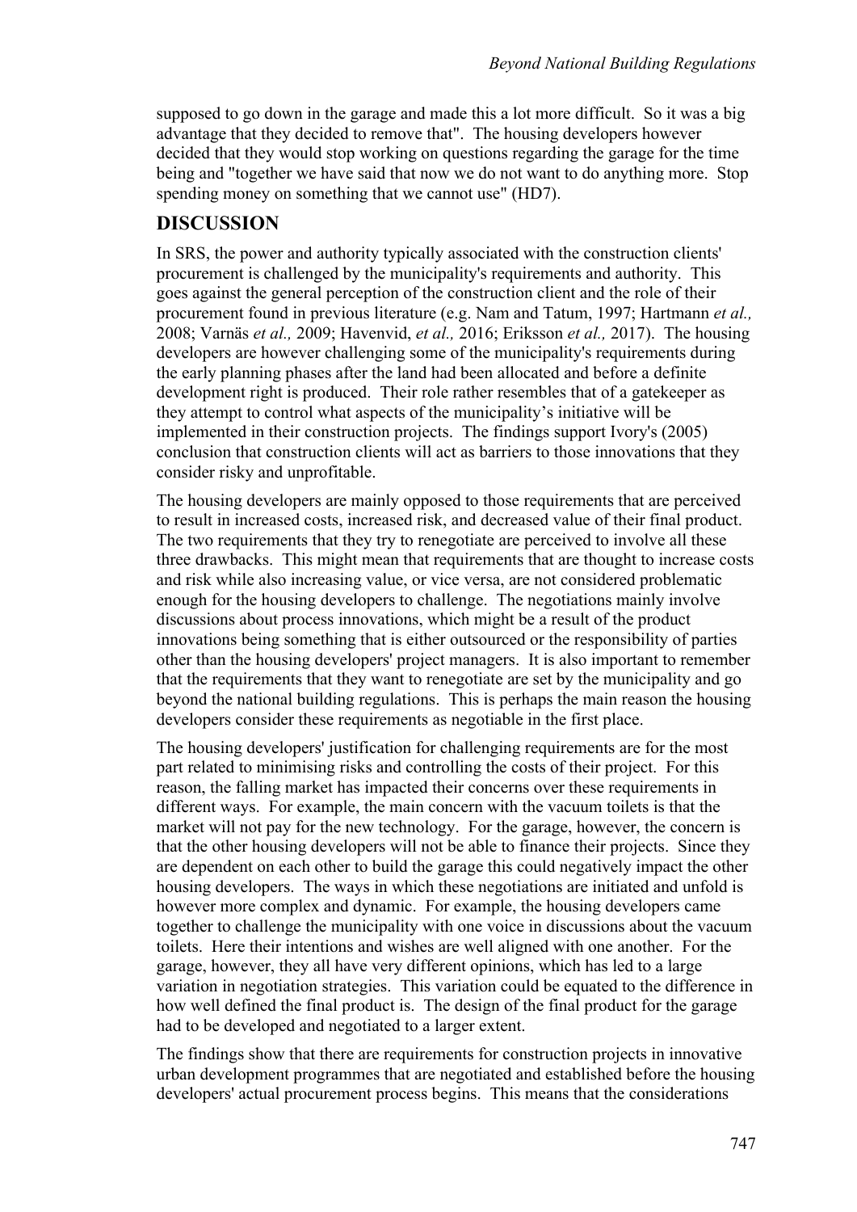supposed to go down in the garage and made this a lot more difficult. So it was a big advantage that they decided to remove that". The housing developers however decided that they would stop working on questions regarding the garage for the time being and "together we have said that now we do not want to do anything more. Stop spending money on something that we cannot use" (HD7).

## DISCUSSION

In SRS, the power and authority typically associated with the construction clients' procurement is challenged by the municipality's requirements and authority. This goes against the general perception of the construction client and the role of their procurement found in previous literature (e.g. Nam and Tatum, 1997; Hartmann *et al.,* 2008; Varnäs *et al.,* 2009; Havenvid, *et al.,* 2016; Eriksson *et al.,* 2017). The housing developers are however challenging some of the municipality's requirements during the early planning phases after the land had been allocated and before a definite development right is produced. Their role rather resembles that of a gatekeeper as they attempt to control what aspects of the municipality's initiative will be implemented in their construction projects. The findings support Ivory's (2005) conclusion that construction clients will act as barriers to those innovations that they consider risky and unprofitable.

The housing developers are mainly opposed to those requirements that are perceived to result in increased costs, increased risk, and decreased value of their final product. The two requirements that they try to renegotiate are perceived to involve all these three drawbacks. This might mean that requirements that are thought to increase costs and risk while also increasing value, or vice versa, are not considered problematic enough for the housing developers to challenge. The negotiations mainly involve discussions about process innovations, which might be a result of the product innovations being something that is either outsourced or the responsibility of parties other than the housing developers' project managers. It is also important to remember that the requirements that they want to renegotiate are set by the municipality and go beyond the national building regulations. This is perhaps the main reason the housing developers consider these requirements as negotiable in the first place.

The housing developers' justification for challenging requirements are for the most part related to minimising risks and controlling the costs of their project. For this reason, the falling market has impacted their concerns over these requirements in different ways. For example, the main concern with the vacuum toilets is that the market will not pay for the new technology. For the garage, however, the concern is that the other housing developers will not be able to finance their projects. Since they are dependent on each other to build the garage this could negatively impact the other housing developers. The ways in which these negotiations are initiated and unfold is however more complex and dynamic. For example, the housing developers came together to challenge the municipality with one voice in discussions about the vacuum toilets. Here their intentions and wishes are well aligned with one another. For the garage, however, they all have very different opinions, which has led to a large variation in negotiation strategies. This variation could be equated to the difference in how well defined the final product is. The design of the final product for the garage had to be developed and negotiated to a larger extent.

The findings show that there are requirements for construction projects in innovative urban development programmes that are negotiated and established before the housing developers' actual procurement process begins. This means that the considerations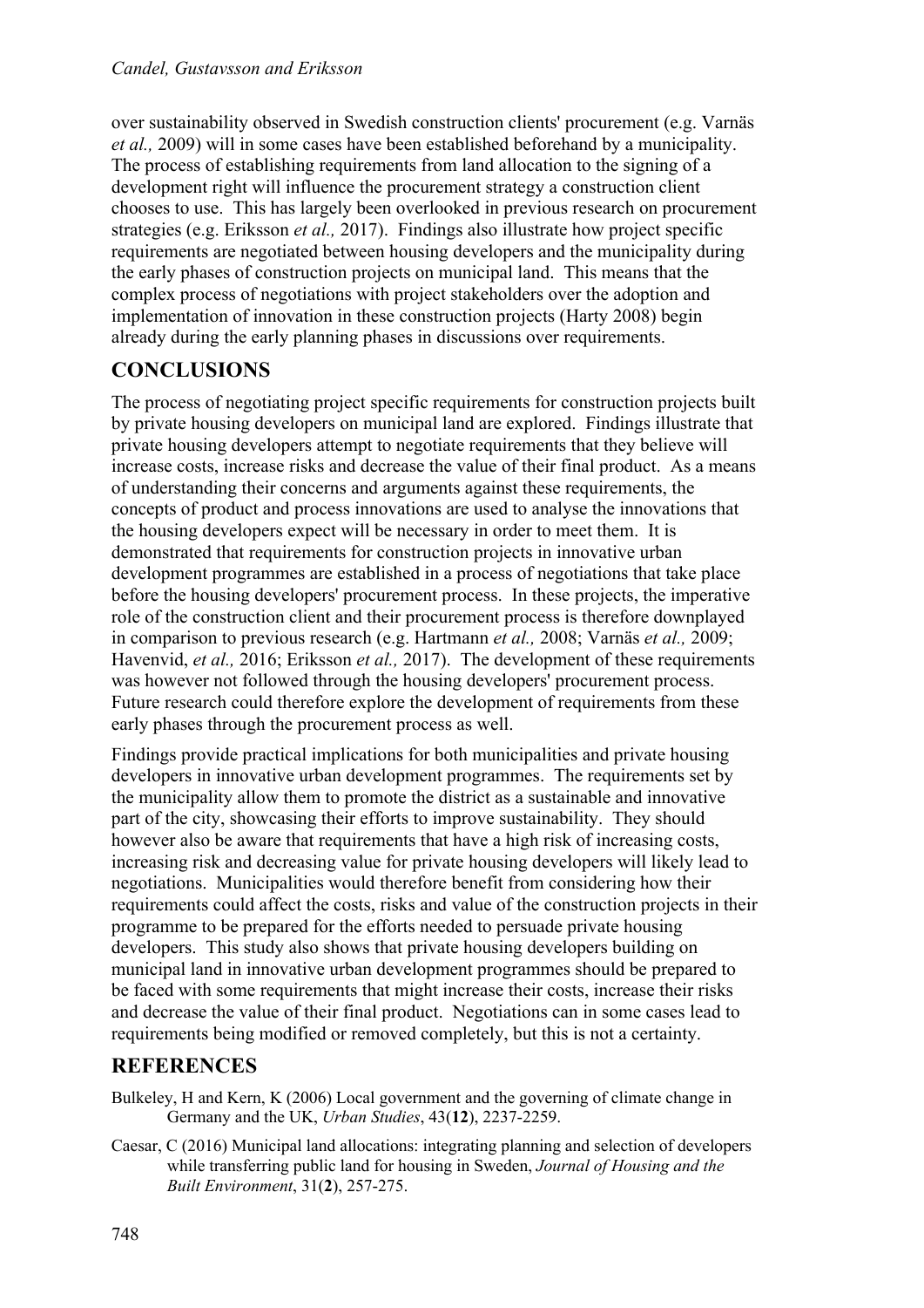over sustainability observed in Swedish construction clients' procurement (e.g. Varnäs *et al.,* 2009) will in some cases have been established beforehand by a municipality. The process of establishing requirements from land allocation to the signing of a development right will influence the procurement strategy a construction client chooses to use. This has largely been overlooked in previous research on procurement strategies (e.g. Eriksson *et al.,* 2017). Findings also illustrate how project specific requirements are negotiated between housing developers and the municipality during the early phases of construction projects on municipal land. This means that the complex process of negotiations with project stakeholders over the adoption and implementation of innovation in these construction projects (Harty 2008) begin already during the early planning phases in discussions over requirements.

## CONCLUSIONS

The process of negotiating project specific requirements for construction projects built by private housing developers on municipal land are explored. Findings illustrate that private housing developers attempt to negotiate requirements that they believe will increase costs, increase risks and decrease the value of their final product. As a means of understanding their concerns and arguments against these requirements, the concepts of product and process innovations are used to analyse the innovations that the housing developers expect will be necessary in order to meet them. It is demonstrated that requirements for construction projects in innovative urban development programmes are established in a process of negotiations that take place before the housing developers' procurement process. In these projects, the imperative role of the construction client and their procurement process is therefore downplayed in comparison to previous research (e.g. Hartmann *et al.,* 2008; Varnäs *et al.,* 2009; Havenvid, *et al.,* 2016; Eriksson *et al.,* 2017). The development of these requirements was however not followed through the housing developers' procurement process. Future research could therefore explore the development of requirements from these early phases through the procurement process as well.

Findings provide practical implications for both municipalities and private housing developers in innovative urban development programmes. The requirements set by the municipality allow them to promote the district as a sustainable and innovative part of the city, showcasing their efforts to improve sustainability. They should however also be aware that requirements that have a high risk of increasing costs, increasing risk and decreasing value for private housing developers will likely lead to negotiations. Municipalities would therefore benefit from considering how their requirements could affect the costs, risks and value of the construction projects in their programme to be prepared for the efforts needed to persuade private housing developers. This study also shows that private housing developers building on municipal land in innovative urban development programmes should be prepared to be faced with some requirements that might increase their costs, increase their risks and decrease the value of their final product. Negotiations can in some cases lead to requirements being modified or removed completely, but this is not a certainty.

## REFERENCES

Bulkeley, H and Kern, K (2006) Local government and the governing of climate change in Germany and the UK, *Urban Studies*, 43(**12**), 2237-2259.

Caesar, C (2016) Municipal land allocations: integrating planning and selection of developers while transferring public land for housing in Sweden, *Journal of Housing and the Built Environment*, 31(**2**), 257-275.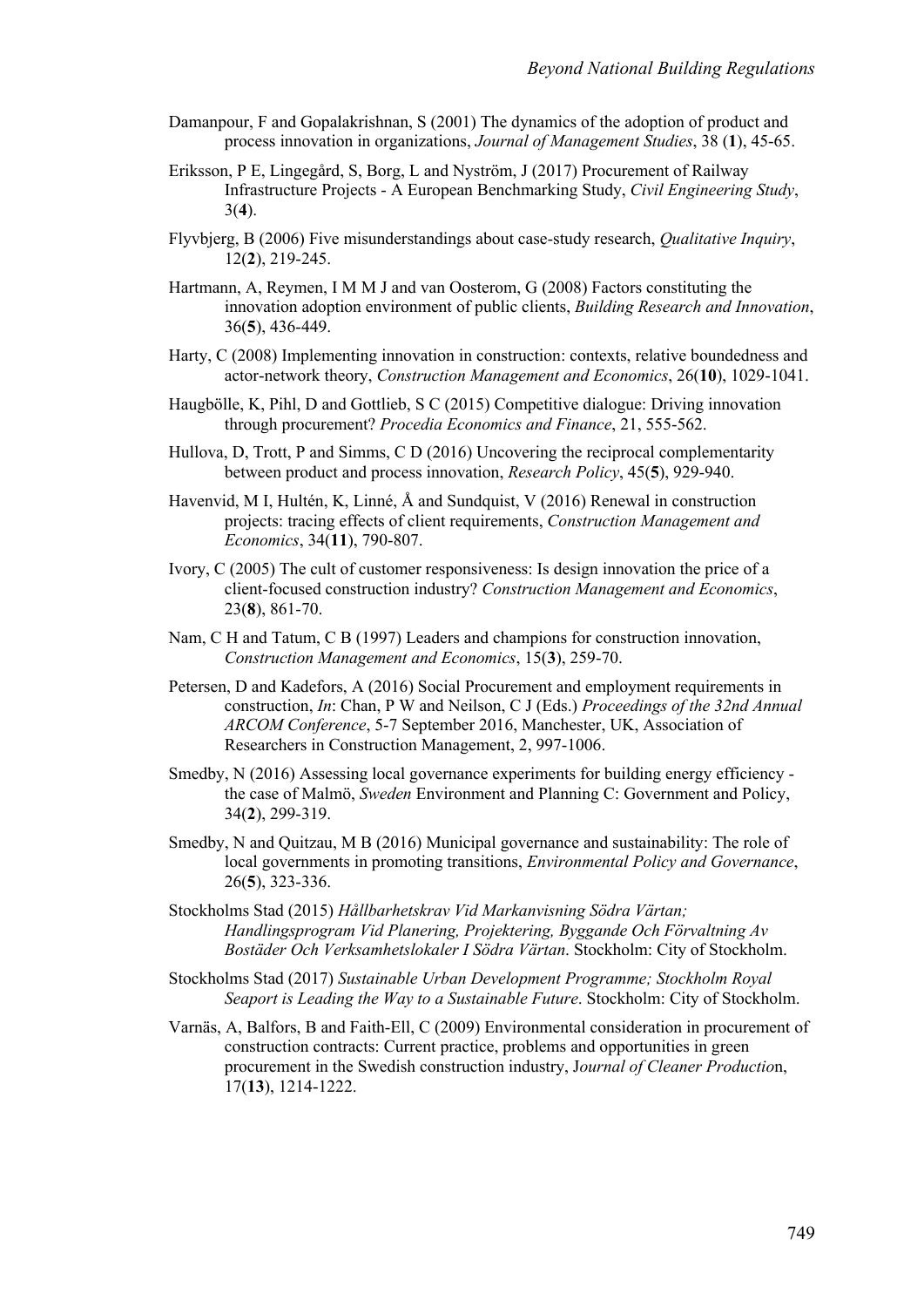Damanpour, F and Gopalakrishnan, S (2001) The dynamics of the adoption of product and process innovation in organizations, *Journal of Management Studies*, 38 (**1**), 45-65.

Eriksson, P E, Lingegård, S, Borg, L and Nyström, J (2017) Procurement of Railway Infrastructure Projects - A European Benchmarking Study, *Civil Engineering Study*, 3(**4**).

Flyvbjerg, B (2006) Five misunderstandings about case-study research, *Qualitative Inquiry*, 12(**2**), 219-245.

Hartmann, A, Reymen, I M M J and van Oosterom, G (2008) Factors constituting the innovation adoption environment of public clients, *Building Research and Innovation*, 36(**5**), 436-449.

Harty, C (2008) Implementing innovation in construction: contexts, relative boundedness and actor-network theory, *Construction Management and Economics*, 26(**10**), 1029-1041.

Haugbölle, K, Pihl, D and Gottlieb, S C (2015) Competitive dialogue: Driving innovation through procurement? *Procedia Economics and Finance*, 21, 555-562.

Hullova, D, Trott, P and Simms, C D (2016) Uncovering the reciprocal complementarity between product and process innovation, *Research Policy*, 45(**5**), 929-940.

Havenvid, M I, Hultén, K, Linné, Å and Sundquist, V (2016) Renewal in construction projects: tracing effects of client requirements, *Construction Management and Economics*, 34(**11**), 790-807.

Ivory, C (2005) The cult of customer responsiveness: Is design innovation the price of a client-focused construction industry? *Construction Management and Economics*, 23(**8**), 861-70.

Nam, C H and Tatum, C B (1997) Leaders and champions for construction innovation, *Construction Management and Economics*, 15(**3**), 259-70.

Petersen, D and Kadefors, A (2016) Social Procurement and employment requirements in construction, *In*: Chan, P W and Neilson, C J (Eds.) *Proceedings of the 32nd Annual ARCOM Conference*, 5-7 September 2016, Manchester, UK, Association of Researchers in Construction Management, 2, 997-1006.

Smedby, N (2016) Assessing local governance experiments for building energy efficiency - the case of Malmö, *Sweden* Environment and Planning C: Government and Policy, 34(**2**), 299-319.

Smedby, N and Quitzau, M B (2016) Municipal governance and sustainability: The role of local governments in promoting transitions, *Environmental Policy and Governance*, 26(**5**), 323-336.

Stockholms Stad (2015) *Hållbarhetskrav Vid Markanvisning Södra Värtan; Handlingsprogram Vid Planering, Projektering, Byggande Och Förvaltning Av Bostäder Och Verksamhetslokaler I Södra Värtan*. Stockholm: City of Stockholm.

Stockholms Stad (2017) *Sustainable Urban Development Programme; Stockholm Royal Seaport is Leading the Way to a Sustainable Future*. Stockholm: City of Stockholm.

Varnäs, A, Balfors, B and Faith-Ell, C (2009) Environmental consideration in procurement of construction contracts: Current practice, problems and opportunities in green procurement in the Swedish construction industry, J*ournal of Cleaner Productio*n, 17(**13**), 1214-1222.